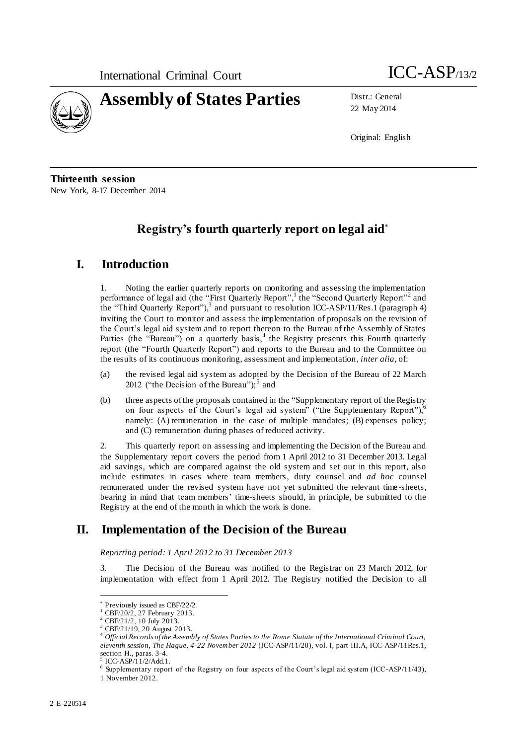International Criminal Court ICC-ASP/13/2

# Assembly of States Parties

Distr.: General
22 May 2014

Original: English

**Thirteenth session**
New York, 8-17 December 2014

## Registry's fourth quarterly report on legal aid*

## I. Introduction

1. Noting the earlier quarterly reports on monitoring and assessing the implementation performance of legal aid (the "First Quarterly Report",[1] the "Second Quarterly Report"[2] and the "Third Quarterly Report"),[3] and pursuant to resolution ICC-ASP/11/Res.1 (paragraph 4) inviting the Court to monitor and assess the implementation of proposals on the revision of the Court's legal aid system and to report thereon to the Bureau of the Assembly of States Parties (the "Bureau") on a quarterly basis,[4] the Registry presents this Fourth quarterly report (the "Fourth Quarterly Report") and reports to the Bureau and to the Committee on the results of its continuous monitoring, assessment and implementation, *inter alia*, of:

(a) the revised legal aid system as adopted by the Decision of the Bureau of 22 March 2012 ("the Decision of the Bureau");[5] and

(b) three aspects of the proposals contained in the "Supplementary report of the Registry on four aspects of the Court's legal aid system" ("the Supplementary Report"),[6] namely: (A) remuneration in the case of multiple mandates; (B) expenses policy; and (C) remuneration during phases of reduced activity.

2. This quarterly report on assessing and implementing the Decision of the Bureau and the Supplementary report covers the period from 1 April 2012 to 31 December 2013. Legal aid savings, which are compared against the old system and set out in this report, also include estimates in cases where team members, duty counsel and *ad hoc* counsel remunerated under the revised system have not yet submitted the relevant time-sheets, bearing in mind that team members' time-sheets should, in principle, be submitted to the Registry at the end of the month in which the work is done.

## II. Implementation of the Decision of the Bureau

*Reporting period: 1 April 2012 to 31 December 2013*

3. The Decision of the Bureau was notified to the Registrar on 23 March 2012, for implementation with effect from 1 April 2012. The Registry notified the Decision to all

---

\* Previously issued as CBF/22/2.

[1] CBF/20/2, 27 February 2013.

[2] CBF/21/2, 10 July 2013.

[3] CBF/21/19, 20 August 2013.

[4] *Official Records of the Assembly of States Parties to the Rome Statute of the International Criminal Court, eleventh session, The Hague, 4-22 November 2012* (ICC-ASP/11/20), vol. I, part III.A, ICC-ASP/11Res.1, section H., paras. 3-4.

[5] ICC-ASP/11/2/Add.1.

[6] Supplementary report of the Registry on four aspects of the Court's legal aid system (ICC-ASP/11/43), 1 November 2012.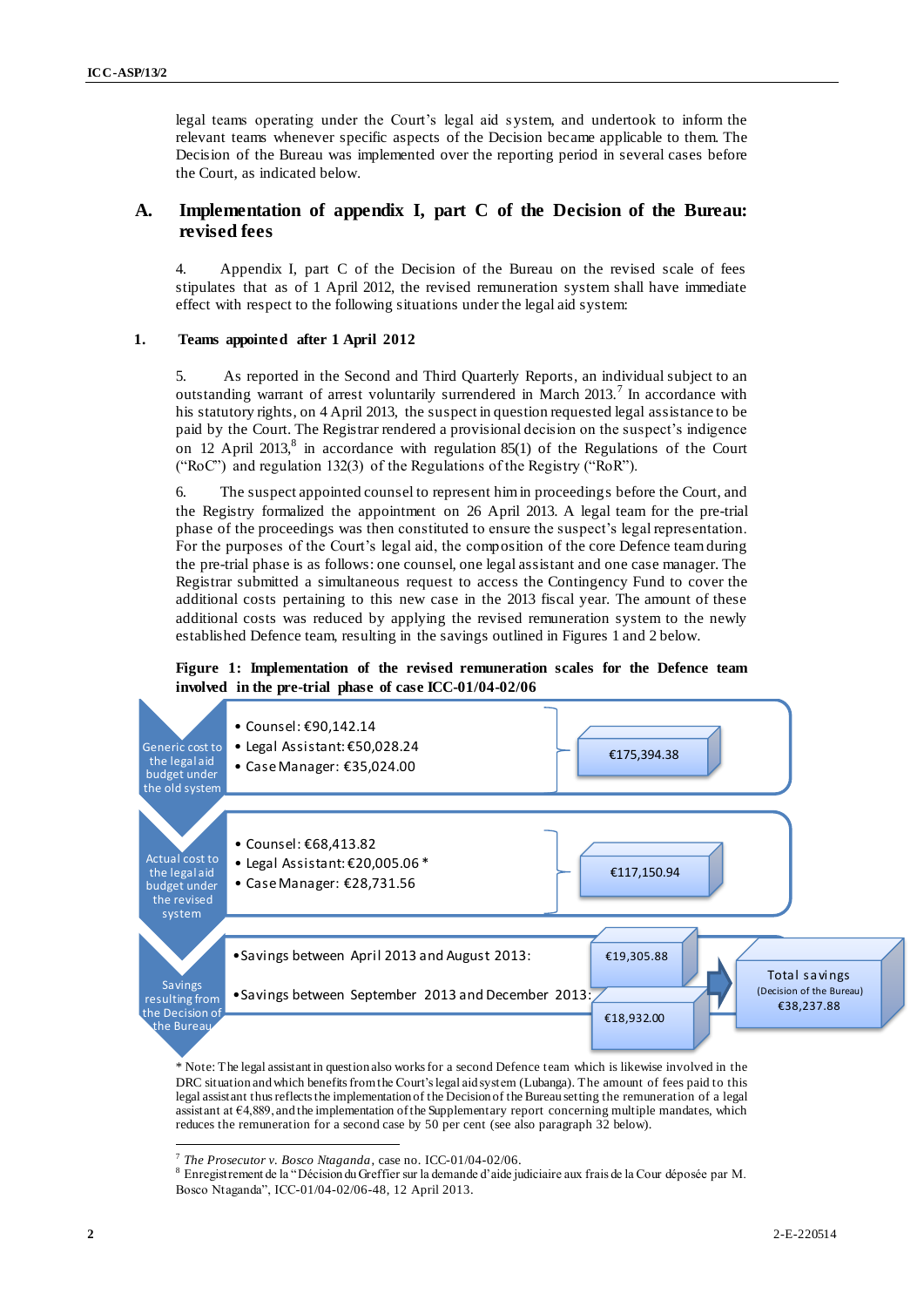legal teams operating under the Court's legal aid system, and undertook to inform the relevant teams whenever specific aspects of the Decision became applicable to them. The Decision of the Bureau was implemented over the reporting period in several cases before the Court, as indicated below.

## A. Implementation of appendix I, part C of the Decision of the Bureau: revised fees

4. Appendix I, part C of the Decision of the Bureau on the revised scale of fees stipulates that as of 1 April 2012, the revised remuneration system shall have immediate effect with respect to the following situations under the legal aid system:

### 1. Teams appointed after 1 April 2012

5. As reported in the Second and Third Quarterly Reports, an individual subject to an outstanding warrant of arrest voluntarily surrendered in March 2013.[7] In accordance with his statutory rights, on 4 April 2013, the suspect in question requested legal assistance to be paid by the Court. The Registrar rendered a provisional decision on the suspect's indigence on 12 April 2013,[8] in accordance with regulation 85(1) of the Regulations of the Court ("RoC") and regulation 132(3) of the Regulations of the Registry ("RoR").

6. The suspect appointed counsel to represent him in proceedings before the Court, and the Registry formalized the appointment on 26 April 2013. A legal team for the pre-trial phase of the proceedings was then constituted to ensure the suspect's legal representation. For the purposes of the Court's legal aid, the composition of the core Defence team during the pre-trial phase is as follows: one counsel, one legal assistant and one case manager. The Registrar submitted a simultaneous request to access the Contingency Fund to cover the additional costs pertaining to this new case in the 2013 fiscal year. The amount of these additional costs was reduced by applying the revised remuneration system to the newly established Defence team, resulting in the savings outlined in Figures 1 and 2 below.

**Figure 1: Implementation of the revised remuneration scales for the Defence team involved in the pre-trial phase of case ICC-01/04-02/06**

| | Details | Total |
|---|---|---|
| Generic cost to the legal aid budget under the old system | • Counsel: €90,142.14<br>• Legal Assistant: €50,028.24<br>• Case Manager: €35,024.00 | €175,394.38 |
| Actual cost to the legal aid budget under the revised system | • Counsel: €68,413.82<br>• Legal Assistant: €20,005.06 *<br>• Case Manager: €28,731.56 | €117,150.94 |
| Savings resulting from the Decision of the Bureau | • Savings between April 2013 and August 2013: €19,305.88<br>• Savings between September 2013 and December 2013: €18,932.00 | Total savings (Decision of the Bureau) €38,237.88 |

\* Note: The legal assistant in question also works for a second Defence team which is likewise involved in the DRC situation and which benefits from the Court's legal aid system (Lubanga). The amount of fees paid to this legal assistant thus reflects the implementation of the Decision of the Bureau setting the remuneration of a legal assistant at €4,889, and the implementation of the Supplementary report concerning multiple mandates, which reduces the remuneration for a second case by 50 per cent (see also paragraph 32 below).

---

[7] *The Prosecutor v. Bosco Ntaganda*, case no. ICC-01/04-02/06.

[8] Enregistrement de la "Décision du Greffier sur la demande d'aide judiciaire aux frais de la Cour déposée par M. Bosco Ntaganda", ICC-01/04-02/06-48, 12 April 2013.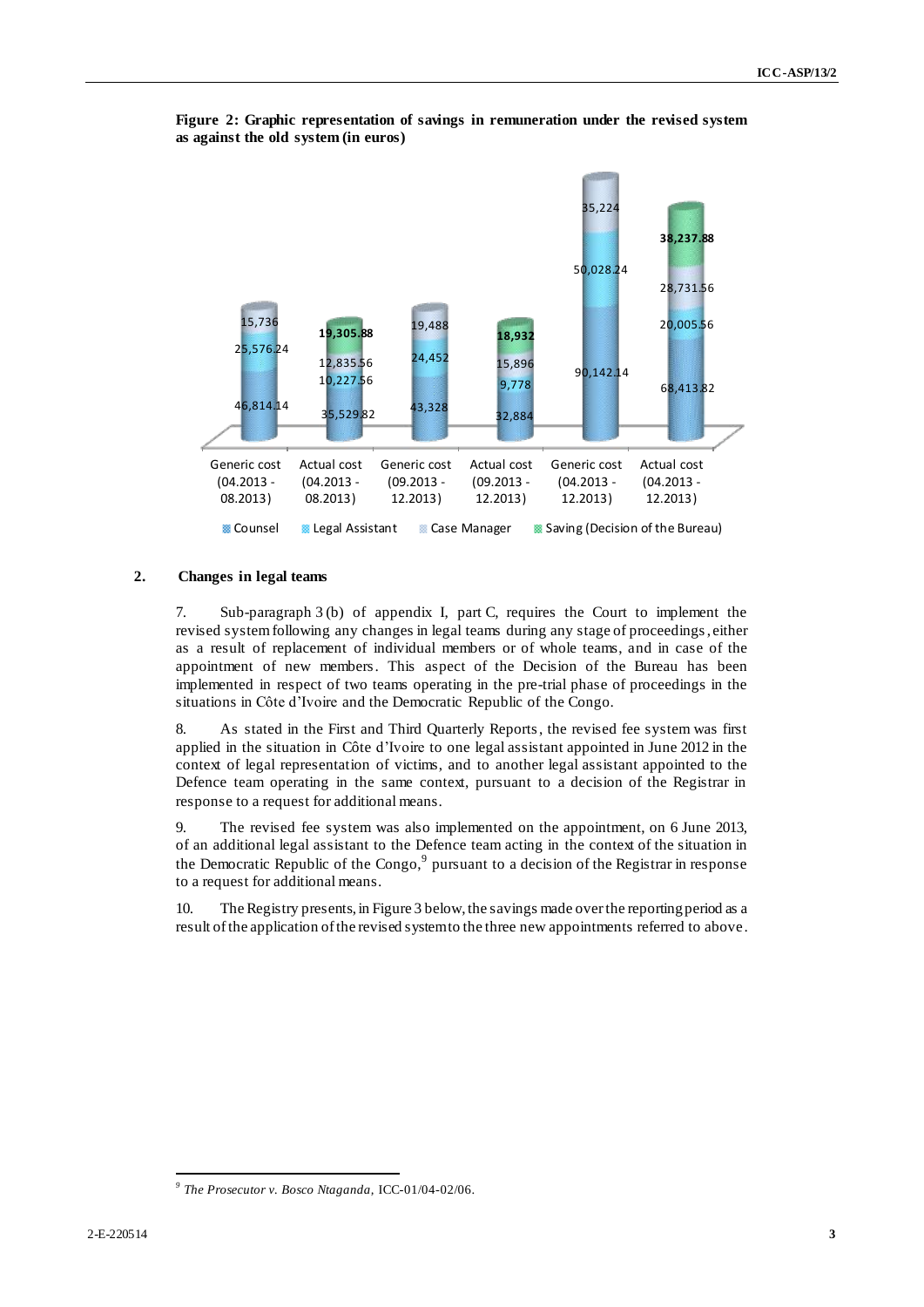**Figure 2: Graphic representation of savings in remuneration under the revised system as against the old system (in euros)**

| | Generic cost (04.2013 - 08.2013) | Actual cost (04.2013 - 08.2013) | Generic cost (09.2013 - 12.2013) | Actual cost (09.2013 - 12.2013) | Generic cost (04.2013 - 12.2013) | Actual cost (04.2013 - 12.2013) |
|---|---|---|---|---|---|---|
| Counsel | 46,814.14 | 35,529.82 | 43,328 | 32,884 | 90,142.14 | 68,413.82 |
| Legal Assistant | 25,576.24 | 10,227.56 | 24,452 | 9,778 | 50,028.24 | 20,005.56 |
| Case Manager | 15,736 | 12,835.56 | 19,488 | 15,896 | 35,224 | 28,731.56 |
| Saving (Decision of the Bureau) | | **19,305.88** | | **18,932** | | **38,237.88** |

## 2. Changes in legal teams

7. Sub-paragraph 3 (b) of appendix I, part C, requires the Court to implement the revised system following any changes in legal teams during any stage of proceedings, either as a result of replacement of individual members or of whole teams, and in case of the appointment of new members. This aspect of the Decision of the Bureau has been implemented in respect of two teams operating in the pre-trial phase of proceedings in the situations in Côte d'Ivoire and the Democratic Republic of the Congo.

8. As stated in the First and Third Quarterly Reports, the revised fee system was first applied in the situation in Côte d'Ivoire to one legal assistant appointed in June 2012 in the context of legal representation of victims, and to another legal assistant appointed to the Defence team operating in the same context, pursuant to a decision of the Registrar in response to a request for additional means.

9. The revised fee system was also implemented on the appointment, on 6 June 2013, of an additional legal assistant to the Defence team acting in the context of the situation in the Democratic Republic of the Congo,[9] pursuant to a decision of the Registrar in response to a request for additional means.

10. The Registry presents, in Figure 3 below, the savings made over the reporting period as a result of the application of the revised system to the three new appointments referred to above.

---

[9] *The Prosecutor v. Bosco Ntaganda*, ICC-01/04-02/06.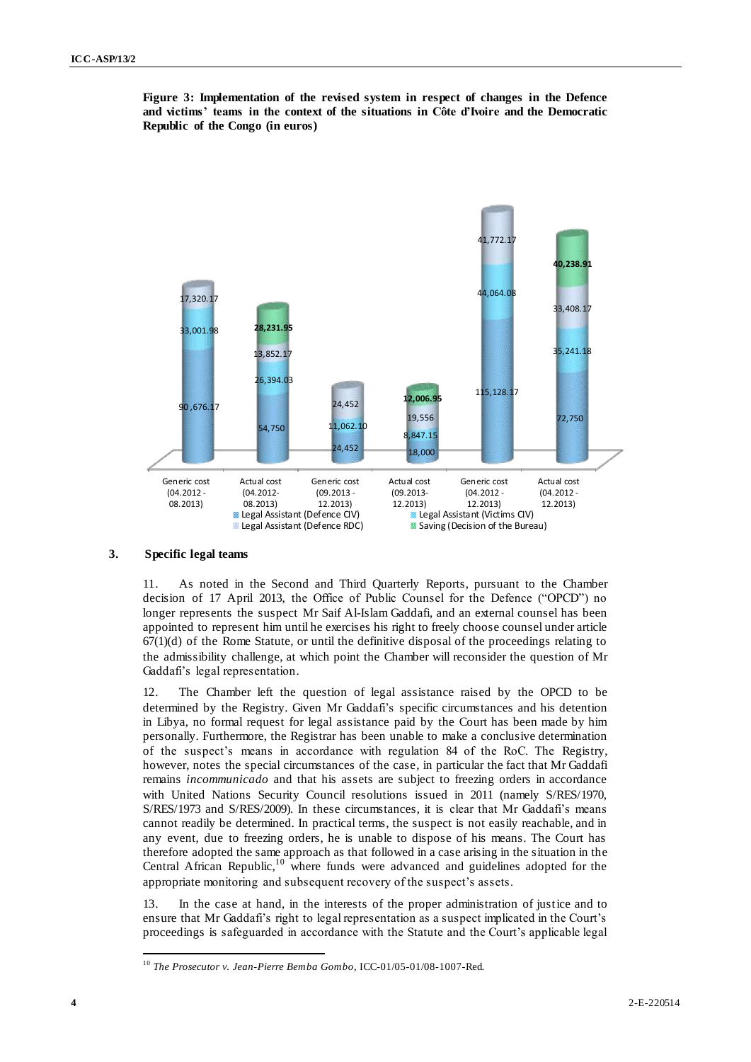**Figure 3: Implementation of the revised system in respect of changes in the Defence and victims' teams in the context of the situations in Côte d'Ivoire and the Democratic Republic of the Congo (in euros)**

| | Legal Assistant (Defence CIV) | Legal Assistant (Victims CIV) | Legal Assistant (Defence RDC) | Saving (Decision of the Bureau) |
|---|---|---|---|---|
| Generic cost (04.2012 - 08.2013) | 90,676.17 | 33,001.98 | 17,320.17 | |
| Actual cost (04.2012- 08.2013) | 54,750 | 26,394.03 | 13,852.17 | **28,231.95** |
| Generic cost (09.2013 - 12.2013) | 24,452 | 11,062.10 | 24,452 | |
| Actual cost (09.2013- 12.2013) | 18,000 | 8,847.15 | 19,556 | **12,006.95** |
| Generic cost (04.2012 - 12.2013) | 115,128.17 | 44,064.08 | 41,772.17 | |
| Actual cost (04.2012 - 12.2013) | 72,750 | 35,241.18 | 33,408.17 | **40,238.91** |

### 3. Specific legal teams

11. As noted in the Second and Third Quarterly Reports, pursuant to the Chamber decision of 17 April 2013, the Office of Public Counsel for the Defence ("OPCD") no longer represents the suspect Mr Saif Al-Islam Gaddafi, and an external counsel has been appointed to represent him until he exercises his right to freely choose counsel under article 67(1)(d) of the Rome Statute, or until the definitive disposal of the proceedings relating to the admissibility challenge, at which point the Chamber will reconsider the question of Mr Gaddafi's legal representation.

12. The Chamber left the question of legal assistance raised by the OPCD to be determined by the Registry. Given Mr Gaddafi's specific circumstances and his detention in Libya, no formal request for legal assistance paid by the Court has been made by him personally. Furthermore, the Registrar has been unable to make a conclusive determination of the suspect's means in accordance with regulation 84 of the RoC. The Registry, however, notes the special circumstances of the case, in particular the fact that Mr Gaddafi remains *incommunicado* and that his assets are subject to freezing orders in accordance with United Nations Security Council resolutions issued in 2011 (namely S/RES/1970, S/RES/1973 and S/RES/2009). In these circumstances, it is clear that Mr Gaddafi's means cannot readily be determined. In practical terms, the suspect is not easily reachable, and in any event, due to freezing orders, he is unable to dispose of his means. The Court has therefore adopted the same approach as that followed in a case arising in the situation in the Central African Republic,[10] where funds were advanced and guidelines adopted for the appropriate monitoring and subsequent recovery of the suspect's assets.

13. In the case at hand, in the interests of the proper administration of justice and to ensure that Mr Gaddafi's right to legal representation as a suspect implicated in the Court's proceedings is safeguarded in accordance with the Statute and the Court's applicable legal

[10] *The Prosecutor v. Jean-Pierre Bemba Gombo*, ICC-01/05-01/08-1007-Red.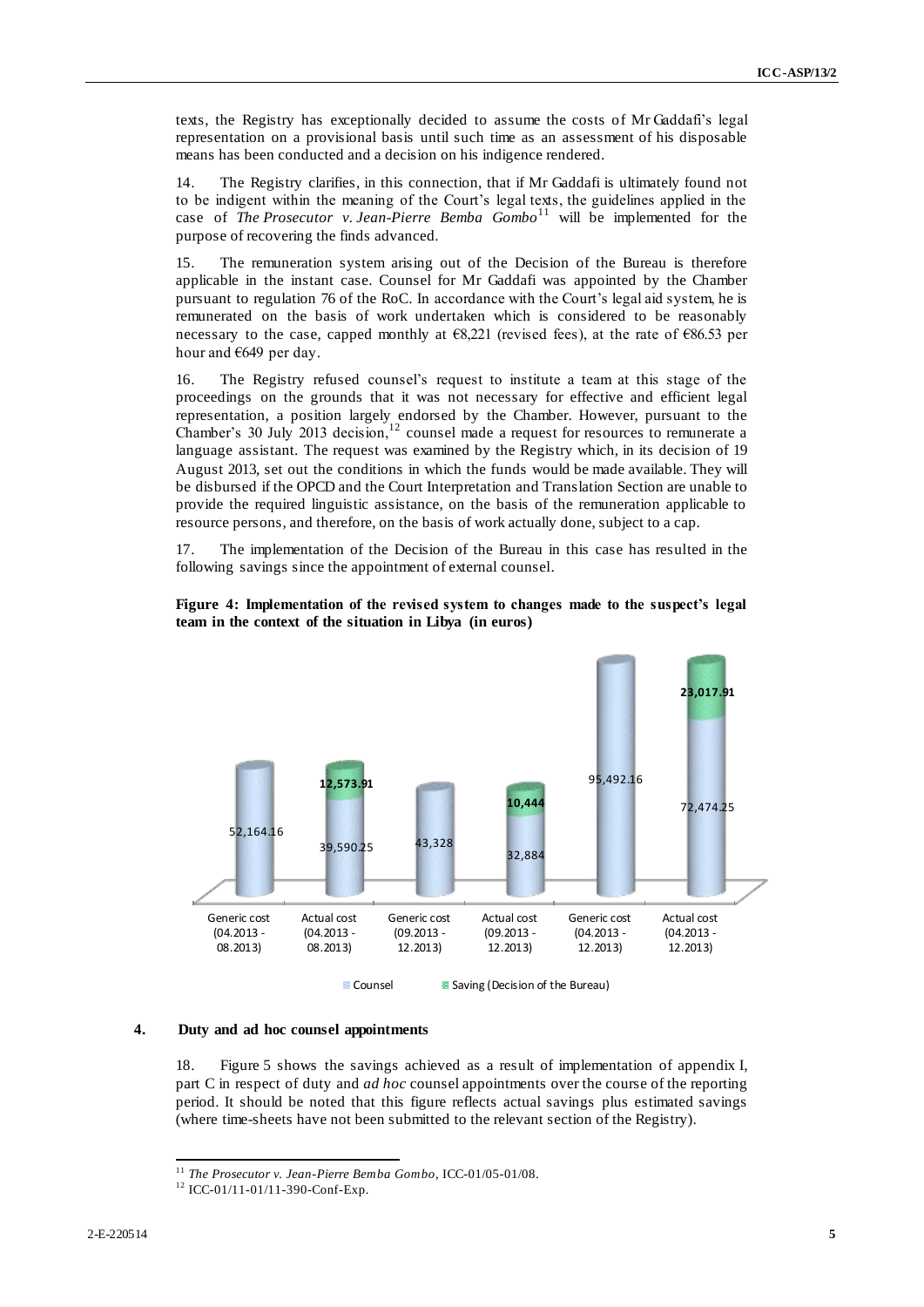texts, the Registry has exceptionally decided to assume the costs of Mr Gaddafi's legal representation on a provisional basis until such time as an assessment of his disposable means has been conducted and a decision on his indigence rendered.

14. The Registry clarifies, in this connection, that if Mr Gaddafi is ultimately found not to be indigent within the meaning of the Court's legal texts, the guidelines applied in the case of *The Prosecutor v. Jean-Pierre Bemba Gombo*[11] will be implemented for the purpose of recovering the finds advanced.

15. The remuneration system arising out of the Decision of the Bureau is therefore applicable in the instant case. Counsel for Mr Gaddafi was appointed by the Chamber pursuant to regulation 76 of the RoC. In accordance with the Court's legal aid system, he is remunerated on the basis of work undertaken which is considered to be reasonably necessary to the case, capped monthly at €8,221 (revised fees), at the rate of €86.53 per hour and €649 per day.

16. The Registry refused counsel's request to institute a team at this stage of the proceedings on the grounds that it was not necessary for effective and efficient legal representation, a position largely endorsed by the Chamber. However, pursuant to the Chamber's 30 July 2013 decision,[12] counsel made a request for resources to remunerate a language assistant. The request was examined by the Registry which, in its decision of 19 August 2013, set out the conditions in which the funds would be made available. They will be disbursed if the OPCD and the Court Interpretation and Translation Section are unable to provide the required linguistic assistance, on the basis of the remuneration applicable to resource persons, and therefore, on the basis of work actually done, subject to a cap.

17. The implementation of the Decision of the Bureau in this case has resulted in the following savings since the appointment of external counsel.

**Figure 4: Implementation of the revised system to changes made to the suspect's legal team in the context of the situation in Libya (in euros)**

| | Counsel | Saving (Decision of the Bureau) |
|---|---|---|
| Generic cost (04.2013 - 08.2013) | 52,164.16 | |
| Actual cost (04.2013 - 08.2013) | 39,590.25 | 12,573.91 |
| Generic cost (09.2013 - 12.2013) | 43,328 | |
| Actual cost (09.2013 - 12.2013) | 32,884 | 10,444 |
| Generic cost (04.2013 - 12.2013) | 95,492.16 | |
| Actual cost (04.2013 - 12.2013) | 72,474.25 | 23,017.91 |

### 4. Duty and ad hoc counsel appointments

18. Figure 5 shows the savings achieved as a result of implementation of appendix I, part C in respect of duty and *ad hoc* counsel appointments over the course of the reporting period. It should be noted that this figure reflects actual savings plus estimated savings (where time-sheets have not been submitted to the relevant section of the Registry).

---

[11] *The Prosecutor v. Jean-Pierre Bemba Gombo*, ICC-01/05-01/08.

[12] ICC-01/11-01/11-390-Conf-Exp.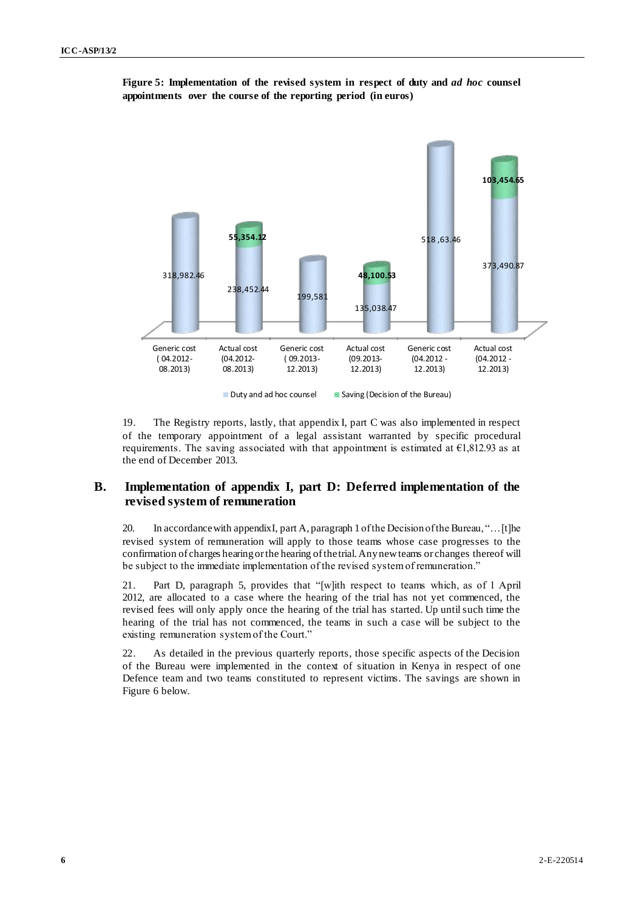**Figure 5: Implementation of the revised system in respect of duty and *ad hoc* counsel appointments over the course of the reporting period (in euros)**

| | Duty and ad hoc counsel | Saving (Decision of the Bureau) |
|---|---|---|
| Generic cost (04.2012-08.2013) | 318,982.46 | |
| Actual cost (04.2012-08.2013) | 238,452.44 | 55,354.12 |
| Generic cost (09.2013-12.2013) | 199,581 | |
| Actual cost (09.2013-12.2013) | 135,038.47 | 48,100.53 |
| Generic cost (04.2012 - 12.2013) | 518 ,63.46 | |
| Actual cost (04.2012 - 12.2013) | 373,490.87 | 103,454.65 |

19. The Registry reports, lastly, that appendix I, part C was also implemented in respect of the temporary appointment of a legal assistant warranted by specific procedural requirements. The saving associated with that appointment is estimated at €1,812.93 as at the end of December 2013.

## B. Implementation of appendix I, part D: Deferred implementation of the revised system of remuneration

20. In accordance with appendix I, part A, paragraph 1 of the Decision of the Bureau, "…[t]he revised system of remuneration will apply to those teams whose case progresses to the confirmation of charges hearing or the hearing of the trial. Any new teams or changes thereof will be subject to the immediate implementation of the revised system of remuneration."

21. Part D, paragraph 5, provides that "[w]ith respect to teams which, as of 1 April 2012, are allocated to a case where the hearing of the trial has not yet commenced, the revised fees will only apply once the hearing of the trial has started. Up until such time the hearing of the trial has not commenced, the teams in such a case will be subject to the existing remuneration system of the Court."

22. As detailed in the previous quarterly reports, those specific aspects of the Decision of the Bureau were implemented in the context of situation in Kenya in respect of one Defence team and two teams constituted to represent victims. The savings are shown in Figure 6 below.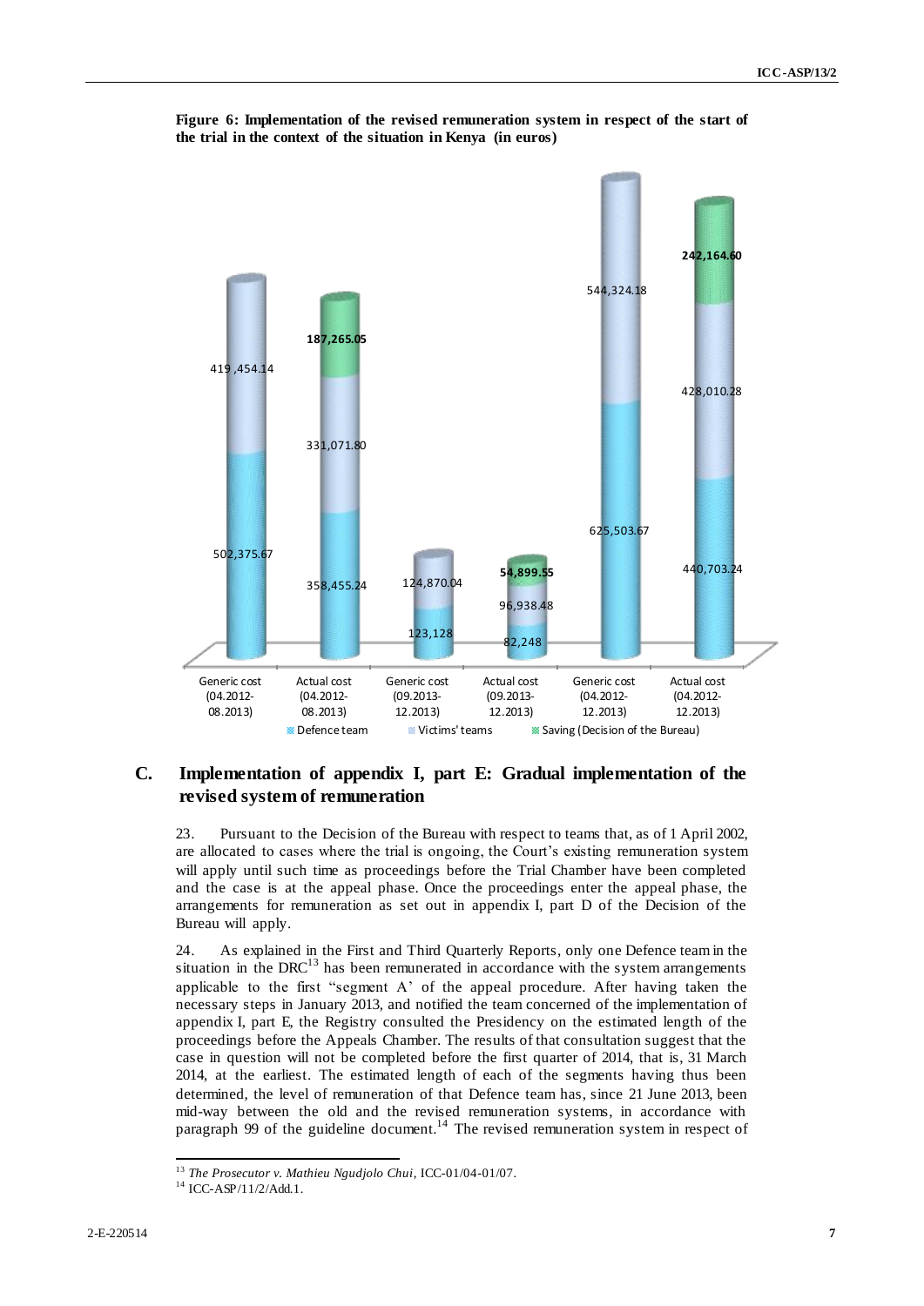**Figure 6: Implementation of the revised remuneration system in respect of the start of the trial in the context of the situation in Kenya (in euros)**

| | Defence team | Victims' teams | Saving (Decision of the Bureau) |
|---|---|---|---|
| Generic cost (04.2012-08.2013) | 502,375.67 | 419,454.14 | |
| Actual cost (04.2012-08.2013) | 358,455.24 | 331,071.80 | 187,265.05 |
| Generic cost (09.2013-12.2013) | 123,128 | 124,870.04 | |
| Actual cost (09.2013-12.2013) | 82,248 | 96,938.48 | 54,899.55 |
| Generic cost (04.2012-12.2013) | 625,503.67 | 544,324.18 | |
| Actual cost (04.2012-12.2013) | 440,703.24 | 428,010.28 | 242,164.60 |

## C. Implementation of appendix I, part E: Gradual implementation of the revised system of remuneration

23. Pursuant to the Decision of the Bureau with respect to teams that, as of 1 April 2002, are allocated to cases where the trial is ongoing, the Court's existing remuneration system will apply until such time as proceedings before the Trial Chamber have been completed and the case is at the appeal phase. Once the proceedings enter the appeal phase, the arrangements for remuneration as set out in appendix I, part D of the Decision of the Bureau will apply.

24. As explained in the First and Third Quarterly Reports, only one Defence team in the situation in the DRC[13] has been remunerated in accordance with the system arrangements applicable to the first "segment A' of the appeal procedure. After having taken the necessary steps in January 2013, and notified the team concerned of the implementation of appendix I, part E, the Registry consulted the Presidency on the estimated length of the proceedings before the Appeals Chamber. The results of that consultation suggest that the case in question will not be completed before the first quarter of 2014, that is, 31 March 2014, at the earliest. The estimated length of each of the segments having thus been determined, the level of remuneration of that Defence team has, since 21 June 2013, been mid-way between the old and the revised remuneration systems, in accordance with paragraph 99 of the guideline document.[14] The revised remuneration system in respect of

[13] *The Prosecutor v. Mathieu Ngudjolo Chui*, ICC-01/04-01/07.

[14] ICC-ASP/11/2/Add.1.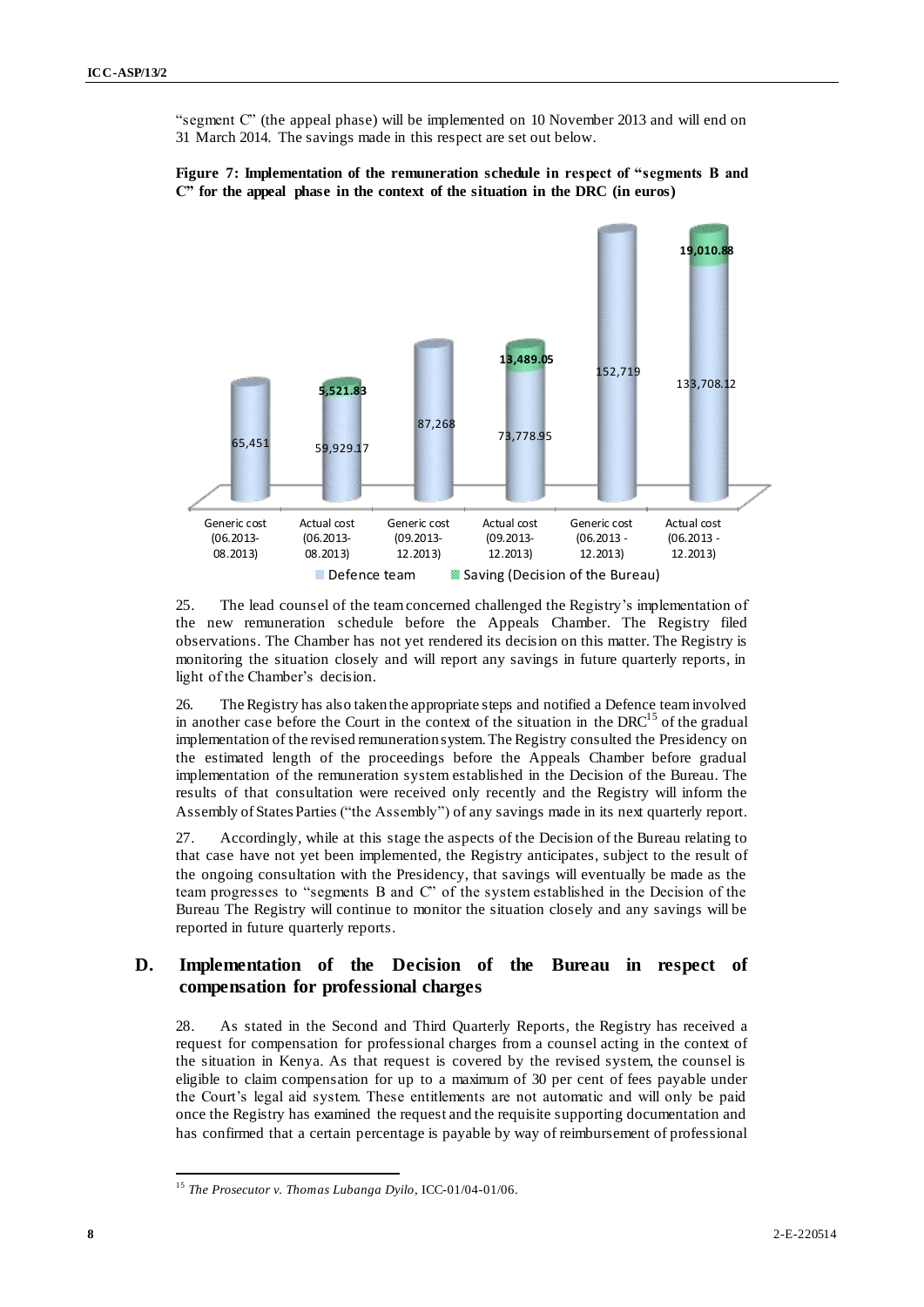"segment C" (the appeal phase) will be implemented on 10 November 2013 and will end on 31 March 2014. The savings made in this respect are set out below.

**Figure 7: Implementation of the remuneration schedule in respect of "segments B and C" for the appeal phase in the context of the situation in the DRC (in euros)**

| | Defence team | Saving (Decision of the Bureau) |
|---|---|---|
| Generic cost (06.2013-08.2013) | 65,451 | |
| Actual cost (06.2013-08.2013) | 59,929.17 | 5,521.83 |
| Generic cost (09.2013-12.2013) | 87,268 | |
| Actual cost (09.2013-12.2013) | 73,778.95 | 13,489.05 |
| Generic cost (06.2013 - 12.2013) | 152,719 | |
| Actual cost (06.2013 - 12.2013) | 133,708.12 | 19,010.88 |

25. The lead counsel of the team concerned challenged the Registry's implementation of the new remuneration schedule before the Appeals Chamber. The Registry filed observations. The Chamber has not yet rendered its decision on this matter. The Registry is monitoring the situation closely and will report any savings in future quarterly reports, in light of the Chamber's decision.

26. The Registry has also taken the appropriate steps and notified a Defence team involved in another case before the Court in the context of the situation in the DRC[15] of the gradual implementation of the revised remuneration system. The Registry consulted the Presidency on the estimated length of the proceedings before the Appeals Chamber before gradual implementation of the remuneration system established in the Decision of the Bureau. The results of that consultation were received only recently and the Registry will inform the Assembly of States Parties ("the Assembly") of any savings made in its next quarterly report.

27. Accordingly, while at this stage the aspects of the Decision of the Bureau relating to that case have not yet been implemented, the Registry anticipates, subject to the result of the ongoing consultation with the Presidency, that savings will eventually be made as the team progresses to "segments B and C" of the system established in the Decision of the Bureau The Registry will continue to monitor the situation closely and any savings will be reported in future quarterly reports.

## D. Implementation of the Decision of the Bureau in respect of compensation for professional charges

28. As stated in the Second and Third Quarterly Reports, the Registry has received a request for compensation for professional charges from a counsel acting in the context of the situation in Kenya. As that request is covered by the revised system, the counsel is eligible to claim compensation for up to a maximum of 30 per cent of fees payable under the Court's legal aid system. These entitlements are not automatic and will only be paid once the Registry has examined the request and the requisite supporting documentation and has confirmed that a certain percentage is payable by way of reimbursement of professional

[15] *The Prosecutor v. Thomas Lubanga Dyilo*, ICC-01/04-01/06.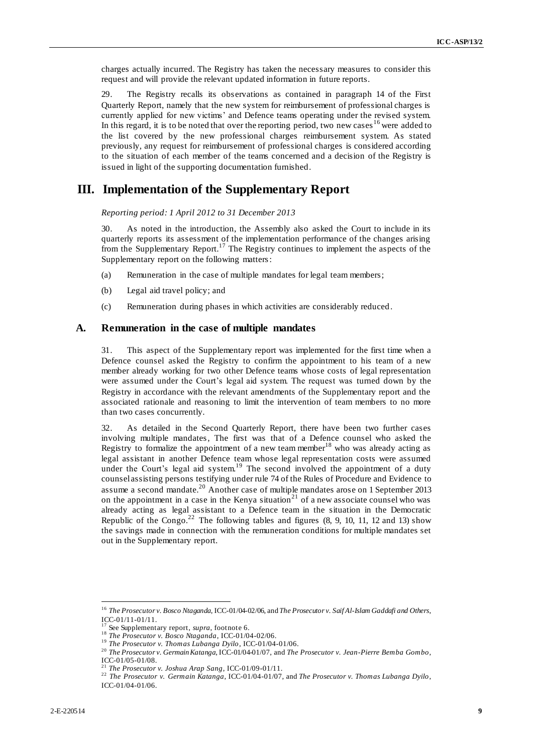charges actually incurred. The Registry has taken the necessary measures to consider this request and will provide the relevant updated information in future reports.

29. The Registry recalls its observations as contained in paragraph 14 of the First Quarterly Report, namely that the new system for reimbursement of professional charges is currently applied for new victims' and Defence teams operating under the revised system. In this regard, it is to be noted that over the reporting period, two new cases[16] were added to the list covered by the new professional charges reimbursement system. As stated previously, any request for reimbursement of professional charges is considered according to the situation of each member of the teams concerned and a decision of the Registry is issued in light of the supporting documentation furnished.

# III. Implementation of the Supplementary Report

*Reporting period: 1 April 2012 to 31 December 2013*

30. As noted in the introduction, the Assembly also asked the Court to include in its quarterly reports its assessment of the implementation performance of the changes arising from the Supplementary Report.[17] The Registry continues to implement the aspects of the Supplementary report on the following matters:

(a) Remuneration in the case of multiple mandates for legal team members;

(b) Legal aid travel policy; and

(c) Remuneration during phases in which activities are considerably reduced.

## A. Remuneration in the case of multiple mandates

31. This aspect of the Supplementary report was implemented for the first time when a Defence counsel asked the Registry to confirm the appointment to his team of a new member already working for two other Defence teams whose costs of legal representation were assumed under the Court's legal aid system. The request was turned down by the Registry in accordance with the relevant amendments of the Supplementary report and the associated rationale and reasoning to limit the intervention of team members to no more than two cases concurrently.

32. As detailed in the Second Quarterly Report, there have been two further cases involving multiple mandates, The first was that of a Defence counsel who asked the Registry to formalize the appointment of a new team member[18] who was already acting as legal assistant in another Defence team whose legal representation costs were assumed under the Court's legal aid system.[19] The second involved the appointment of a duty counsel assisting persons testifying under rule 74 of the Rules of Procedure and Evidence to assume a second mandate.[20] Another case of multiple mandates arose on 1 September 2013 on the appointment in a case in the Kenya situation[21] of a new associate counsel who was already acting as legal assistant to a Defence team in the situation in the Democratic Republic of the Congo.[22] The following tables and figures (8, 9, 10, 11, 12 and 13) show the savings made in connection with the remuneration conditions for multiple mandates set out in the Supplementary report.

---

[16] *The Prosecutor v. Bosco Ntaganda*, ICC-01/04-02/06, and *The Prosecutor v. Saif Al-Islam Gaddafi and Others*, ICC-01/11-01/11.

[17] See Supplementary report, *supra*, footnote 6.

[18] *The Prosecutor v. Bosco Ntaganda*, ICC-01/04-02/06.

[19] *The Prosecutor v. Thomas Lubanga Dyilo*, ICC-01/04-01/06.

[20] *The Prosecutor v. Germain Katanga*, ICC-01/04-01/07, and *The Prosecutor v. Jean-Pierre Bemba Gombo*, ICC-01/05-01/08.

[21] *The Prosecutor v. Joshua Arap Sang*, ICC-01/09-01/11.

[22] *The Prosecutor v. Germain Katanga*, ICC-01/04-01/07, and *The Prosecutor v. Thomas Lubanga Dyilo*, ICC-01/04-01/06.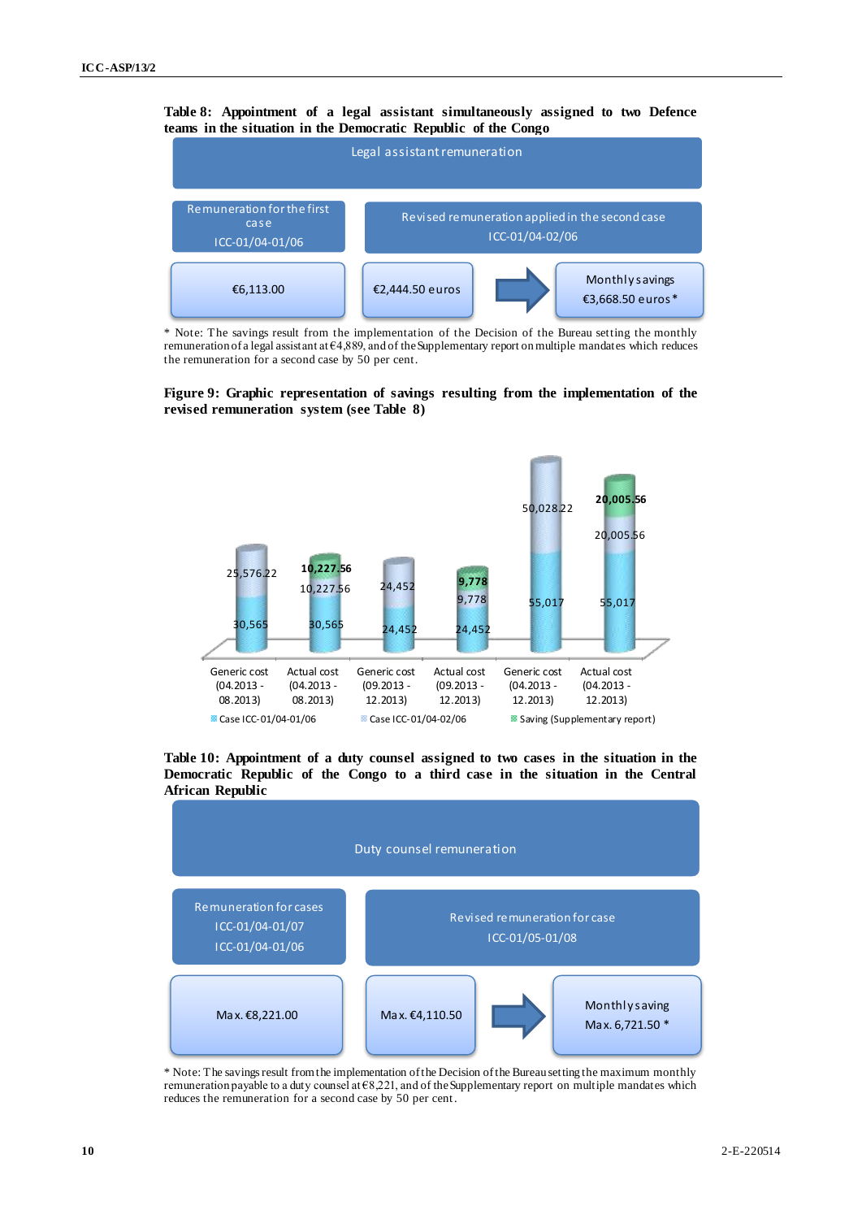**Table 8: Appointment of a legal assistant simultaneously assigned to two Defence teams in the situation in the Democratic Republic of the Congo**

| Legal assistant remuneration | | |
|---|---|---|
| Remuneration for the first case ICC-01/04-01/06 | Revised remuneration applied in the second case ICC-01/04-02/06 | |
| €6,113.00 | €2,444.50 euros | Monthly savings €3,668.50 euros* |

\* Note: The savings result from the implementation of the Decision of the Bureau setting the monthly remuneration of a legal assistant at €4,889, and of the Supplementary report on multiple mandates which reduces the remuneration for a second case by 50 per cent.

**Figure 9: Graphic representation of savings resulting from the implementation of the revised remuneration system (see Table 8)**

| | Generic cost (04.2013 - 08.2013) | Actual cost (04.2013 - 08.2013) | Generic cost (09.2013 - 12.2013) | Actual cost (09.2013 - 12.2013) | Generic cost (04.2013 - 12.2013) | Actual cost (04.2013 - 12.2013) |
|---|---|---|---|---|---|---|
| Case ICC-01/04-01/06 | 30,565 | 30,565 | 24,452 | 24,452 | 55,017 | 55,017 |
| Case ICC-01/04-02/06 | 25,576.22 | 10,227.56 | 24,452 | 9,778 | 50,028.22 | 20,005.56 |
| Saving (Supplementary report) | | 10,227.56 | | 9,778 | | 20,005.56 |

**Table 10: Appointment of a duty counsel assigned to two cases in the situation in the Democratic Republic of the Congo to a third case in the situation in the Central African Republic**

| Duty counsel remuneration | | |
|---|---|---|
| Remuneration for cases ICC-01/04-01/07 ICC-01/04-01/06 | Revised remuneration for case ICC-01/05-01/08 | |
| Max. €8,221.00 | Max. €4,110.50 | Monthly saving Max. 6,721.50 * |

\* Note: The savings result from the implementation of the Decision of the Bureau setting the maximum monthly remuneration payable to a duty counsel at €8,221, and of the Supplementary report on multiple mandates which reduces the remuneration for a second case by 50 per cent.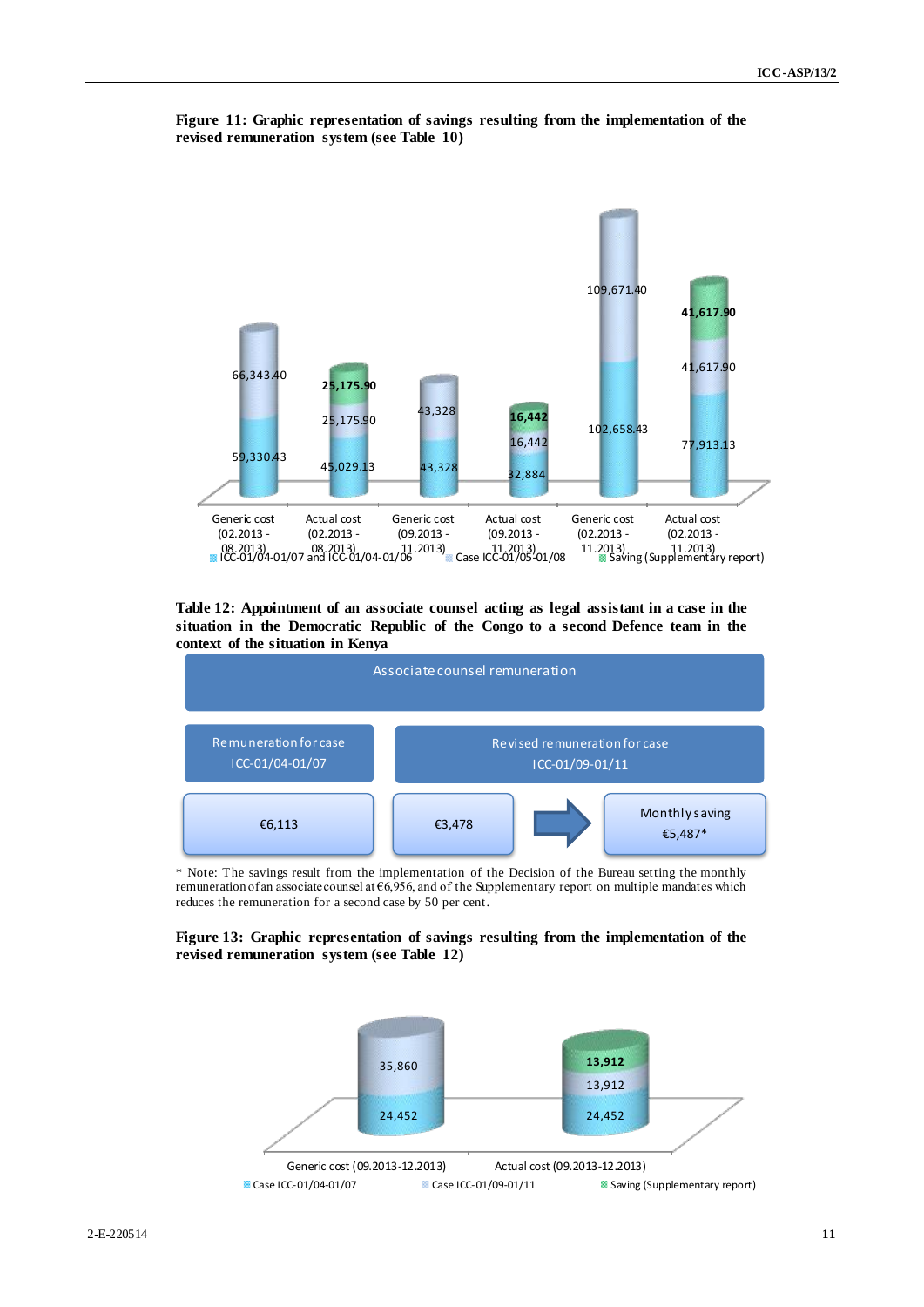**Figure 11: Graphic representation of savings resulting from the implementation of the revised remuneration system (see Table 10)**

| | Generic cost (02.2013 - 08.2013) | Actual cost (02.2013 - 08.2013) | Generic cost (09.2013 - 11.2013) | Actual cost (09.2013 - 11.2013) | Generic cost (02.2013 - 11.2013) | Actual cost (02.2013 - 11.2013) |
|---|---|---|---|---|---|---|
| ICC-01/04-01/07 and ICC-01/04-01/06 | 59,330.43 | 45,029.13 | 43,328 | 32,884 | 102,658.43 | 77,913.13 |
| Case ICC-01/05-01/08 | 66,343.40 | 25,175.90 | 43,328 | 16,442 | 109,671.40 | 41,617.90 |
| Saving (Supplementary report) | | 25,175.90 | | 16,442 | | 41,617.90 |

**Table 12: Appointment of an associate counsel acting as legal assistant in a case in the situation in the Democratic Republic of the Congo to a second Defence team in the context of the situation in Kenya**

| Associate counsel remuneration | | |
|---|---|---|
| Remuneration for case ICC-01/04-01/07 | Revised remuneration for case ICC-01/09-01/11 | |
| €6,113 | €3,478 | Monthly saving €5,487* |

* Note: The savings result from the implementation of the Decision of the Bureau setting the monthly remuneration of an associate counsel at €6,956, and of the Supplementary report on multiple mandates which reduces the remuneration for a second case by 50 per cent.

**Figure 13: Graphic representation of savings resulting from the implementation of the revised remuneration system (see Table 12)**

| | Generic cost (09.2013-12.2013) | Actual cost (09.2013-12.2013) |
|---|---|---|
| Case ICC-01/04-01/07 | 24,452 | 24,452 |
| Case ICC-01/09-01/11 | 35,860 | 13,912 |
| Saving (Supplementary report) | | 13,912 |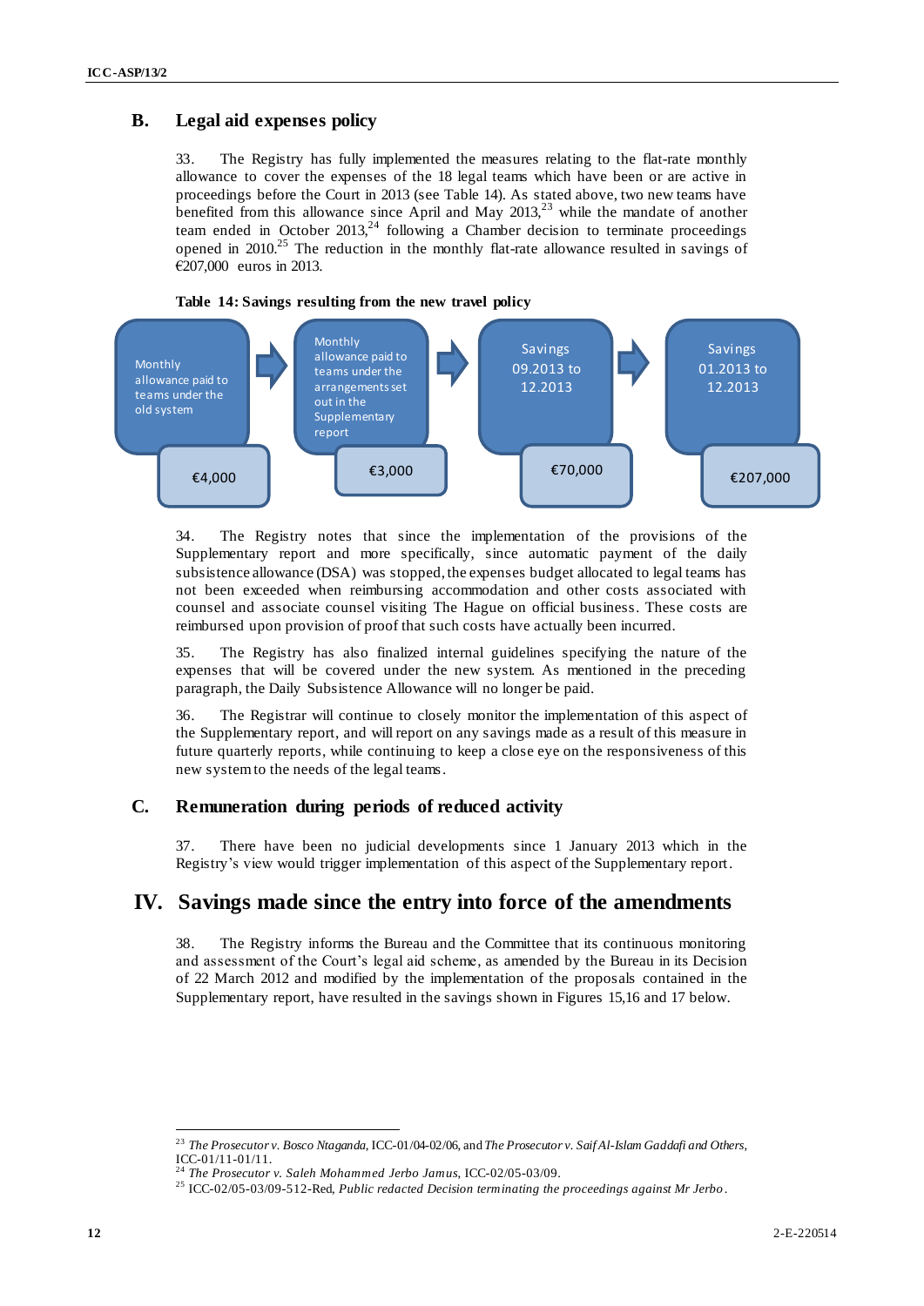## B. Legal aid expenses policy

33. The Registry has fully implemented the measures relating to the flat-rate monthly allowance to cover the expenses of the 18 legal teams which have been or are active in proceedings before the Court in 2013 (see Table 14). As stated above, two new teams have benefited from this allowance since April and May 2013,[23] while the mandate of another team ended in October 2013,[24] following a Chamber decision to terminate proceedings opened in 2010.[25] The reduction in the monthly flat-rate allowance resulted in savings of €207,000 euros in 2013.

**Table 14: Savings resulting from the new travel policy**

| Monthly allowance paid to teams under the old system | Monthly allowance paid to teams under the arrangements set out in the Supplementary report | Savings 09.2013 to 12.2013 | Savings 01.2013 to 12.2013 |
|---|---|---|---|
| €4,000 | €3,000 | €70,000 | €207,000 |

34. The Registry notes that since the implementation of the provisions of the Supplementary report and more specifically, since automatic payment of the daily subsistence allowance (DSA) was stopped, the expenses budget allocated to legal teams has not been exceeded when reimbursing accommodation and other costs associated with counsel and associate counsel visiting The Hague on official business. These costs are reimbursed upon provision of proof that such costs have actually been incurred.

35. The Registry has also finalized internal guidelines specifying the nature of the expenses that will be covered under the new system. As mentioned in the preceding paragraph, the Daily Subsistence Allowance will no longer be paid.

36. The Registrar will continue to closely monitor the implementation of this aspect of the Supplementary report, and will report on any savings made as a result of this measure in future quarterly reports, while continuing to keep a close eye on the responsiveness of this new system to the needs of the legal teams.

## C. Remuneration during periods of reduced activity

37. There have been no judicial developments since 1 January 2013 which in the Registry's view would trigger implementation of this aspect of the Supplementary report.

# IV. Savings made since the entry into force of the amendments

38. The Registry informs the Bureau and the Committee that its continuous monitoring and assessment of the Court's legal aid scheme, as amended by the Bureau in its Decision of 22 March 2012 and modified by the implementation of the proposals contained in the Supplementary report, have resulted in the savings shown in Figures 15,16 and 17 below.

---

[23] *The Prosecutor v. Bosco Ntaganda*, ICC-01/04-02/06, and *The Prosecutor v. Saif Al-Islam Gaddafi and Others*, ICC-01/11-01/11.

[24] *The Prosecutor v. Saleh Mohammed Jerbo Jamus*, ICC-02/05-03/09.

[25] ICC-02/05-03/09-512-Red, *Public redacted Decision terminating the proceedings against Mr Jerbo*.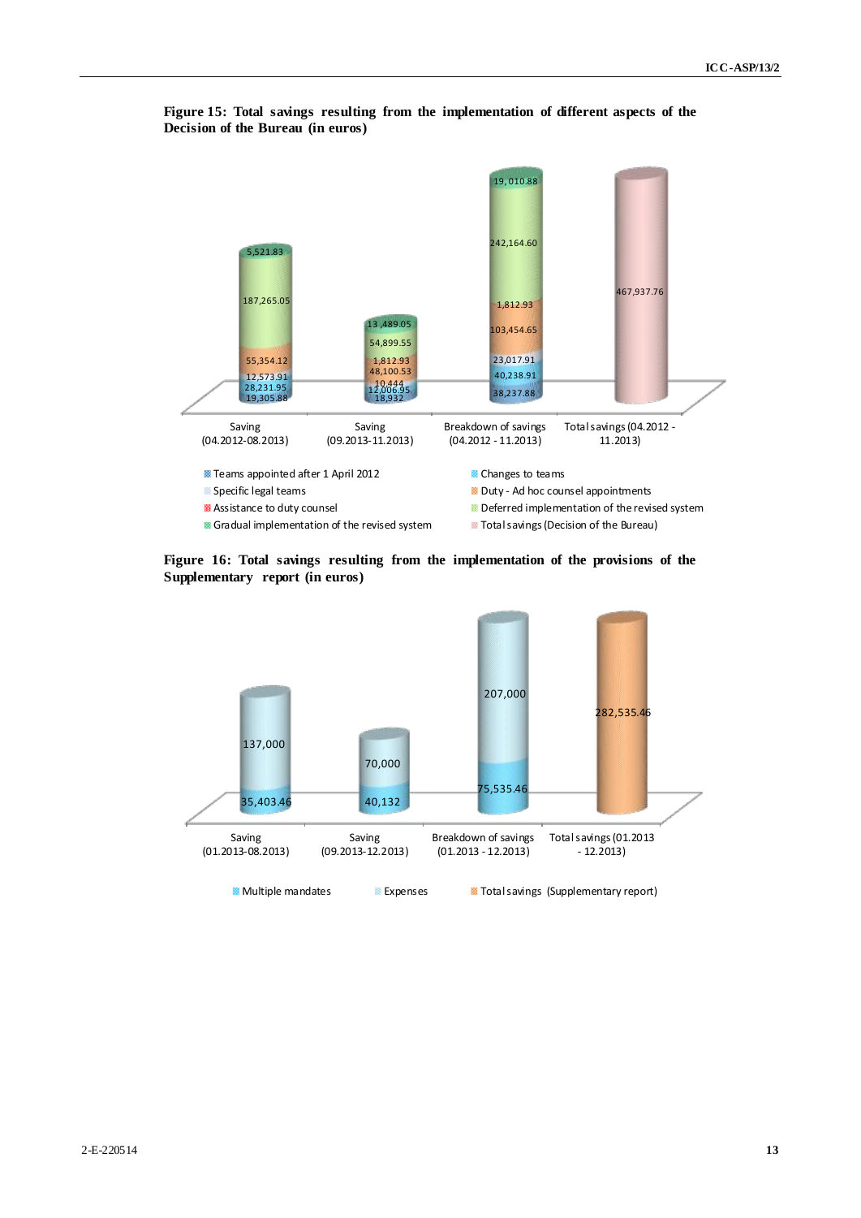**Figure 15: Total savings resulting from the implementation of different aspects of the Decision of the Bureau (in euros)**

| | Saving (04.2012-08.2013) | Saving (09.2013-11.2013) | Breakdown of savings (04.2012 - 11.2013) | Total savings (04.2012 - 11.2013) |
|---|---|---|---|---|
| Teams appointed after 1 April 2012 | 19,305.88 | 18,932 | 38,237.88 | |
| Changes to teams | 28,231.95 | 12,006.95 | 40,238.91 | |
| Specific legal teams | 12,573.91 | 10,444 | 23,017.91 | |
| Duty - Ad hoc counsel appointments | 55,354.12 | 48,100.53 | 103,454.65 | |
| Assistance to duty counsel | | 1,812.93 | 1,812.93 | |
| Deferred implementation of the revised system | 187,265.05 | 54,899.55 | 242,164.60 | |
| Gradual implementation of the revised system | 5,521.83 | 13,489.05 | 19,010.88 | |
| Total savings (Decision of the Bureau) | | | | 467,937.76 |

**Figure 16: Total savings resulting from the implementation of the provisions of the Supplementary report (in euros)**

| | Saving (01.2013-08.2013) | Saving (09.2013-12.2013) | Breakdown of savings (01.2013 - 12.2013) | Total savings (01.2013 - 12.2013) |
|---|---|---|---|---|
| Multiple mandates | 35,403.46 | 40,132 | 75,535.46 | |
| Expenses | 137,000 | 70,000 | 207,000 | |
| Total savings (Supplementary report) | | | | 282,535.46 |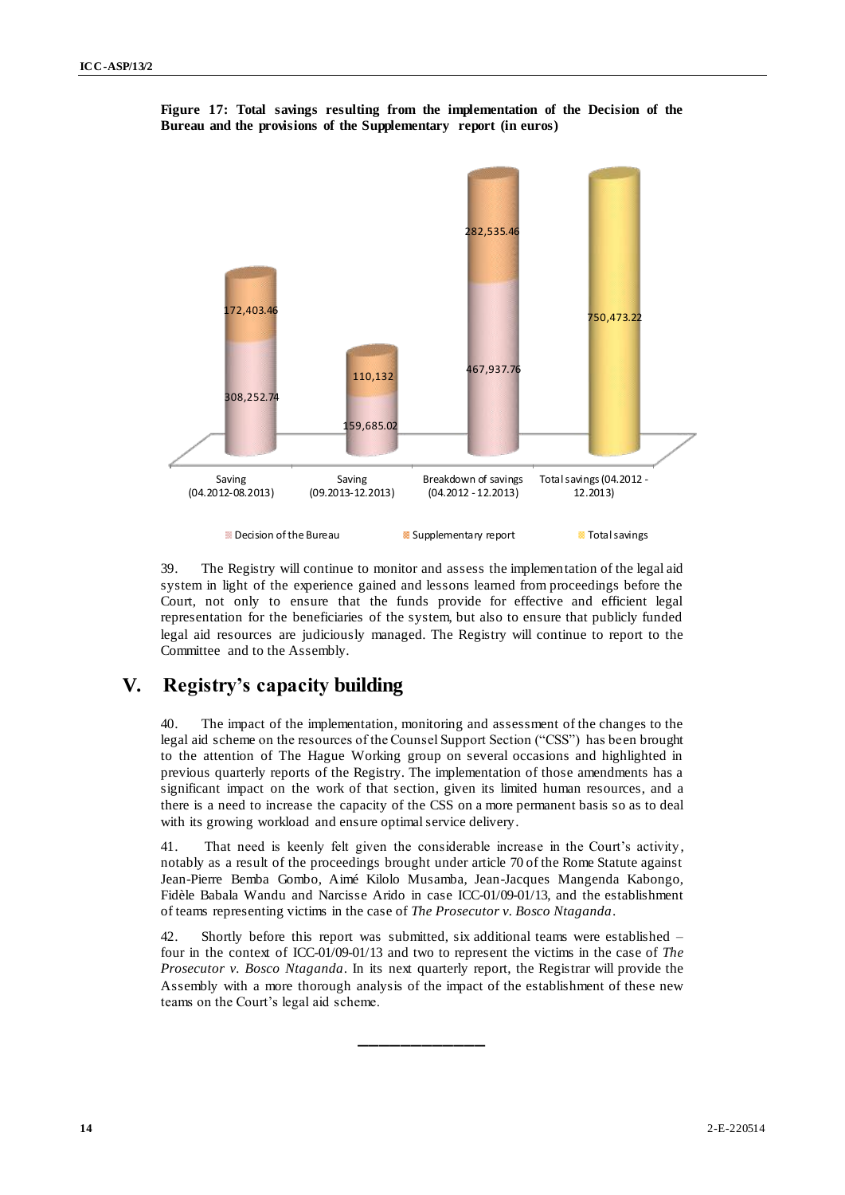**Figure 17: Total savings resulting from the implementation of the Decision of the Bureau and the provisions of the Supplementary report (in euros)**

172,403.46
308,252.74
110,132
159,685.02
282,535.46
467,937.76
750,473.22

Saving (04.2012-08.2013)
Saving (09.2013-12.2013)
Breakdown of savings (04.2012 - 12.2013)
Total savings (04.2012 - 12.2013)

Decision of the Bureau
Supplementary report
Total savings

39. The Registry will continue to monitor and assess the implementation of the legal aid system in light of the experience gained and lessons learned from proceedings before the Court, not only to ensure that the funds provide for effective and efficient legal representation for the beneficiaries of the system, but also to ensure that publicly funded legal aid resources are judiciously managed. The Registry will continue to report to the Committee and to the Assembly.

# V. Registry's capacity building

40. The impact of the implementation, monitoring and assessment of the changes to the legal aid scheme on the resources of the Counsel Support Section ("CSS") has been brought to the attention of The Hague Working group on several occasions and highlighted in previous quarterly reports of the Registry. The implementation of those amendments has a significant impact on the work of that section, given its limited human resources, and a there is a need to increase the capacity of the CSS on a more permanent basis so as to deal with its growing workload and ensure optimal service delivery.

41. That need is keenly felt given the considerable increase in the Court's activity, notably as a result of the proceedings brought under article 70 of the Rome Statute against Jean-Pierre Bemba Gombo, Aimé Kilolo Musamba, Jean-Jacques Mangenda Kabongo, Fidèle Babala Wandu and Narcisse Arido in case ICC-01/09-01/13, and the establishment of teams representing victims in the case of *The Prosecutor v. Bosco Ntaganda*.

42. Shortly before this report was submitted, six additional teams were established – four in the context of ICC-01/09-01/13 and two to represent the victims in the case of *The Prosecutor v. Bosco Ntaganda*. In its next quarterly report, the Registrar will provide the Assembly with a more thorough analysis of the impact of the establishment of these new teams on the Court's legal aid scheme.

\_\_\_\_\_\_\_\_\_\_\_\_\_\_\_\_